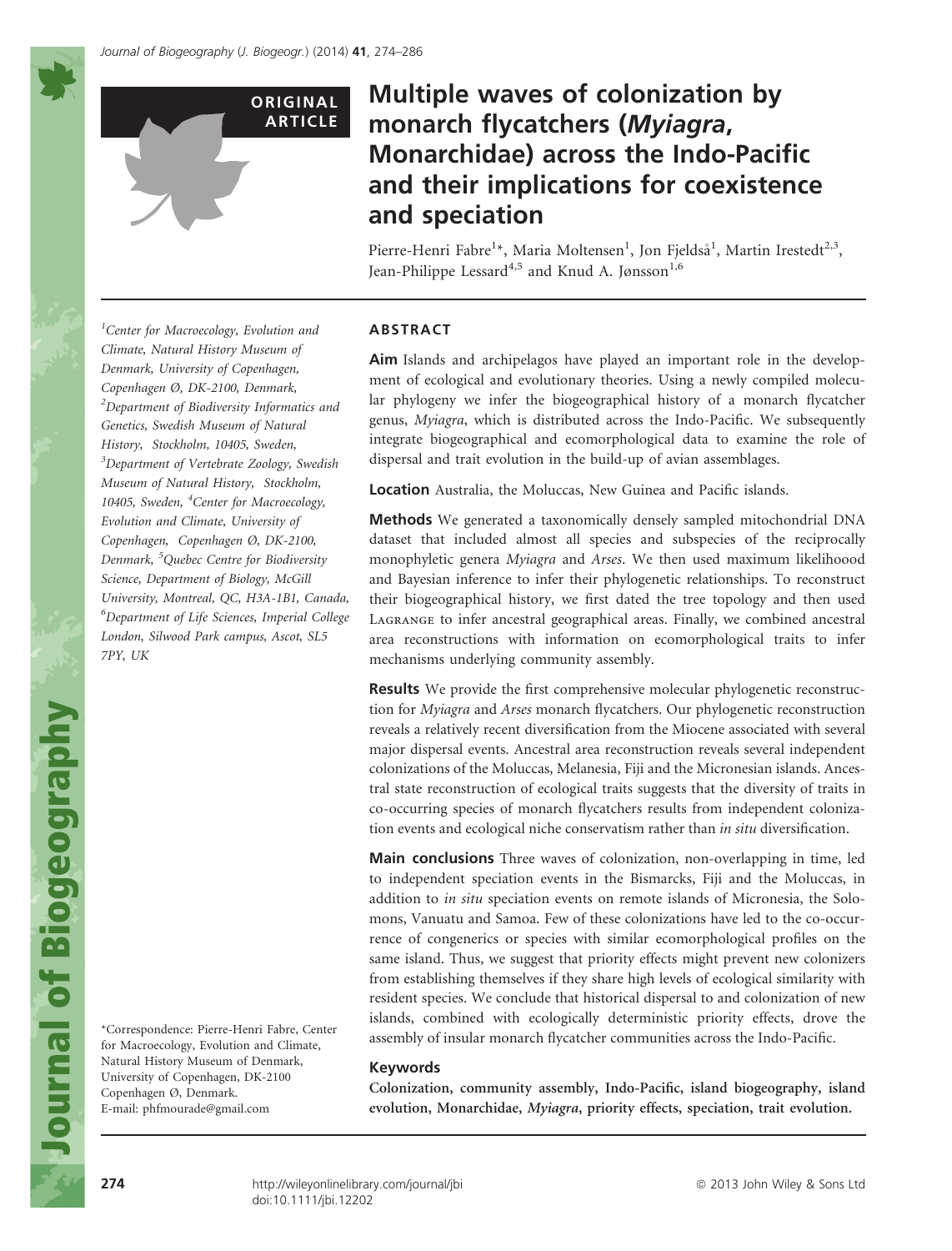ORIGINAL ARTICLE

# Multiple waves of colonization by monarch flycatchers (*Myiagra*, Monarchidae) across the Indo-Pacific and their implications for coexistence and speciation

Pierre-Henri Fabre[1]*, Maria Moltensen[1], Jon Fjeldså[1], Martin Irestedt[2,3], Jean-Philippe Lessard[4,5] and Knud A. Jønsson[1,6]

[1]Center for Macroecology, Evolution and Climate, Natural History Museum of Denmark, University of Copenhagen, Copenhagen Ø, DK-2100, Denmark, [2]Department of Biodiversity Informatics and Genetics, Swedish Museum of Natural History, Stockholm, 10405, Sweden, [3]Department of Vertebrate Zoology, Swedish Museum of Natural History, Stockholm, 10405, Sweden, [4]Center for Macroecology, Evolution and Climate, University of Copenhagen, Copenhagen Ø, DK-2100, Denmark, [5]Quebec Centre for Biodiversity Science, Department of Biology, McGill University, Montreal, QC, H3A-1B1, Canada, [6]Department of Life Sciences, Imperial College London, Silwood Park campus, Ascot, SL5 7PY, UK

*Correspondence: Pierre-Henri Fabre, Center for Macroecology, Evolution and Climate, Natural History Museum of Denmark, University of Copenhagen, DK-2100 Copenhagen Ø, Denmark.
E-mail: phfmourade@gmail.com

## ABSTRACT

**Aim** Islands and archipelagos have played an important role in the development of ecological and evolutionary theories. Using a newly compiled molecular phylogeny we infer the biogeographical history of a monarch flycatcher genus, *Myiagra*, which is distributed across the Indo-Pacific. We subsequently integrate biogeographical and ecomorphological data to examine the role of dispersal and trait evolution in the build-up of avian assemblages.

**Location** Australia, the Moluccas, New Guinea and Pacific islands.

**Methods** We generated a taxonomically densely sampled mitochondrial DNA dataset that included almost all species and subspecies of the reciprocally monophyletic genera *Myiagra* and *Arses*. We then used maximum likelihoood and Bayesian inference to infer their phylogenetic relationships. To reconstruct their biogeographical history, we first dated the tree topology and then used Lagrange to infer ancestral geographical areas. Finally, we combined ancestral area reconstructions with information on ecomorphological traits to infer mechanisms underlying community assembly.

**Results** We provide the first comprehensive molecular phylogenetic reconstruction for *Myiagra* and *Arses* monarch flycatchers. Our phylogenetic reconstruction reveals a relatively recent diversification from the Miocene associated with several major dispersal events. Ancestral area reconstruction reveals several independent colonizations of the Moluccas, Melanesia, Fiji and the Micronesian islands. Ancestral state reconstruction of ecological traits suggests that the diversity of traits in co-occurring species of monarch flycatchers results from independent colonization events and ecological niche conservatism rather than *in situ* diversification.

**Main conclusions** Three waves of colonization, non-overlapping in time, led to independent speciation events in the Bismarcks, Fiji and the Moluccas, in addition to *in situ* speciation events on remote islands of Micronesia, the Solomons, Vanuatu and Samoa. Few of these colonizations have led to the co-occurrence of congenerics or species with similar ecomorphological profiles on the same island. Thus, we suggest that priority effects might prevent new colonizers from establishing themselves if they share high levels of ecological similarity with resident species. We conclude that historical dispersal to and colonization of new islands, combined with ecologically deterministic priority effects, drove the assembly of insular monarch flycatcher communities across the Indo-Pacific.

### Keywords

**Colonization, community assembly, Indo-Pacific, island biogeography, island evolution, Monarchidae, *Myiagra*, priority effects, speciation, trait evolution.**

http://wileyonlinelibrary.com/journal/jbi
doi:10.1111/jbi.12202

© 2013 John Wiley & Sons Ltd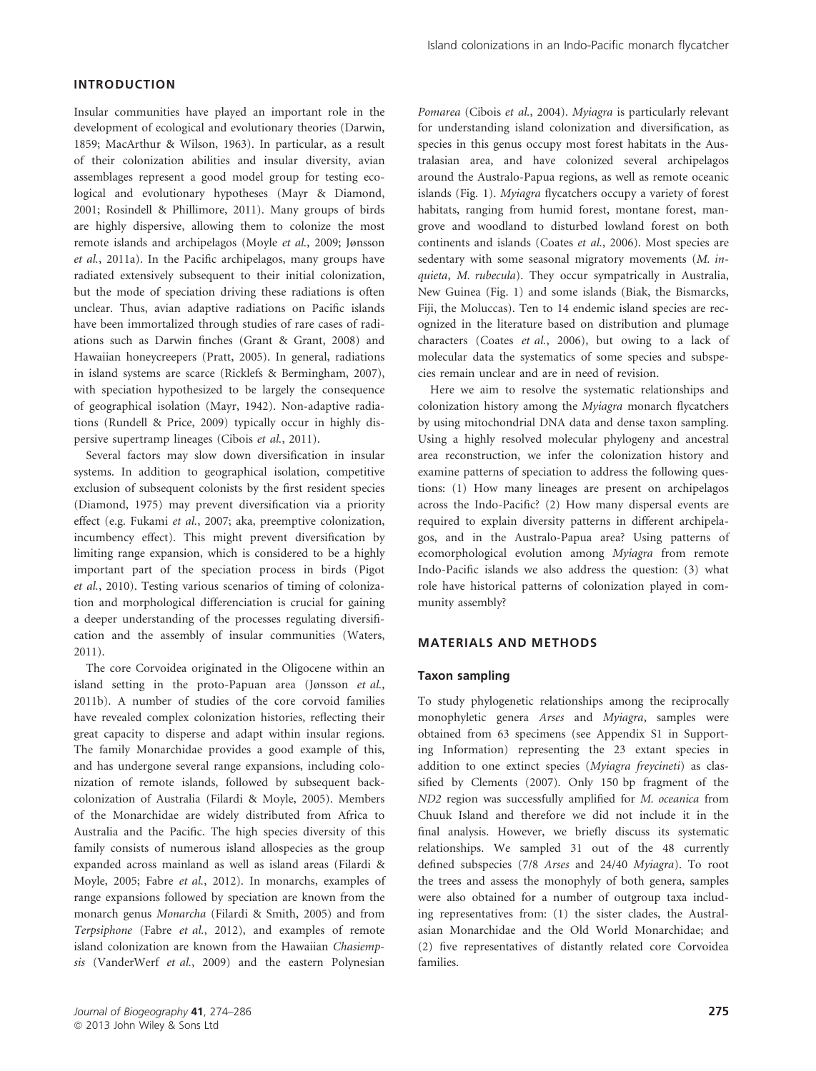## INTRODUCTION

Insular communities have played an important role in the development of ecological and evolutionary theories (Darwin, 1859; MacArthur & Wilson, 1963). In particular, as a result of their colonization abilities and insular diversity, avian assemblages represent a good model group for testing ecological and evolutionary hypotheses (Mayr & Diamond, 2001; Rosindell & Phillimore, 2011). Many groups of birds are highly dispersive, allowing them to colonize the most remote islands and archipelagos (Moyle *et al.*, 2009; Jønsson *et al.*, 2011a). In the Pacific archipelagos, many groups have radiated extensively subsequent to their initial colonization, but the mode of speciation driving these radiations is often unclear. Thus, avian adaptive radiations on Pacific islands have been immortalized through studies of rare cases of radiations such as Darwin finches (Grant & Grant, 2008) and Hawaiian honeycreepers (Pratt, 2005). In general, radiations in island systems are scarce (Ricklefs & Bermingham, 2007), with speciation hypothesized to be largely the consequence of geographical isolation (Mayr, 1942). Non-adaptive radiations (Rundell & Price, 2009) typically occur in highly dispersive supertramp lineages (Cibois *et al.*, 2011).

Several factors may slow down diversification in insular systems. In addition to geographical isolation, competitive exclusion of subsequent colonists by the first resident species (Diamond, 1975) may prevent diversification via a priority effect (e.g. Fukami *et al.*, 2007; aka, preemptive colonization, incumbency effect). This might prevent diversification by limiting range expansion, which is considered to be a highly important part of the speciation process in birds (Pigot *et al.*, 2010). Testing various scenarios of timing of colonization and morphological differenciation is crucial for gaining a deeper understanding of the processes regulating diversification and the assembly of insular communities (Waters, 2011).

The core Corvoidea originated in the Oligocene within an island setting in the proto-Papuan area (Jønsson *et al.*, 2011b). A number of studies of the core corvoid families have revealed complex colonization histories, reflecting their great capacity to disperse and adapt within insular regions. The family Monarchidae provides a good example of this, and has undergone several range expansions, including colonization of remote islands, followed by subsequent back-colonization of Australia (Filardi & Moyle, 2005). Members of the Monarchidae are widely distributed from Africa to Australia and the Pacific. The high species diversity of this family consists of numerous island allospecies as the group expanded across mainland as well as island areas (Filardi & Moyle, 2005; Fabre *et al.*, 2012). In monarchs, examples of range expansions followed by speciation are known from the monarch genus *Monarcha* (Filardi & Smith, 2005) and from *Terpsiphone* (Fabre *et al.*, 2012), and examples of remote island colonization are known from the Hawaiian *Chasiempsis* (VanderWerf *et al.*, 2009) and the eastern Polynesian *Pomarea* (Cibois *et al.*, 2004). *Myiagra* is particularly relevant for understanding island colonization and diversification, as species in this genus occupy most forest habitats in the Australasian area, and have colonized several archipelagos around the Australo-Papua regions, as well as remote oceanic islands (Fig. 1). *Myiagra* flycatchers occupy a variety of forest habitats, ranging from humid forest, montane forest, mangrove and woodland to disturbed lowland forest on both continents and islands (Coates *et al.*, 2006). Most species are sedentary with some seasonal migratory movements (*M. inquieta*, *M. rubecula*). They occur sympatrically in Australia, New Guinea (Fig. 1) and some islands (Biak, the Bismarcks, Fiji, the Moluccas). Ten to 14 endemic island species are recognized in the literature based on distribution and plumage characters (Coates *et al.*, 2006), but owing to a lack of molecular data the systematics of some species and subspecies remain unclear and are in need of revision.

Here we aim to resolve the systematic relationships and colonization history among the *Myiagra* monarch flycatchers by using mitochondrial DNA data and dense taxon sampling. Using a highly resolved molecular phylogeny and ancestral area reconstruction, we infer the colonization history and examine patterns of speciation to address the following questions: (1) How many lineages are present on archipelagos across the Indo-Pacific? (2) How many dispersal events are required to explain diversity patterns in different archipelagos, and in the Australo-Papua area? Using patterns of ecomorphological evolution among *Myiagra* from remote Indo-Pacific islands we also address the question: (3) what role have historical patterns of colonization played in community assembly?

## MATERIALS AND METHODS

### Taxon sampling

To study phylogenetic relationships among the reciprocally monophyletic genera *Arses* and *Myiagra*, samples were obtained from 63 specimens (see Appendix S1 in Supporting Information) representing the 23 extant species in addition to one extinct species (*Myiagra freycineti*) as classified by Clements (2007). Only 150 bp fragment of the *ND2* region was successfully amplified for *M. oceanica* from Chuuk Island and therefore we did not include it in the final analysis. However, we briefly discuss its systematic relationships. We sampled 31 out of the 48 currently defined subspecies (7/8 *Arses* and 24/40 *Myiagra*). To root the trees and assess the monophyly of both genera, samples were also obtained for a number of outgroup taxa including representatives from: (1) the sister clades, the Australasian Monarchidae and the Old World Monarchidae; and (2) five representatives of distantly related core Corvoidea families.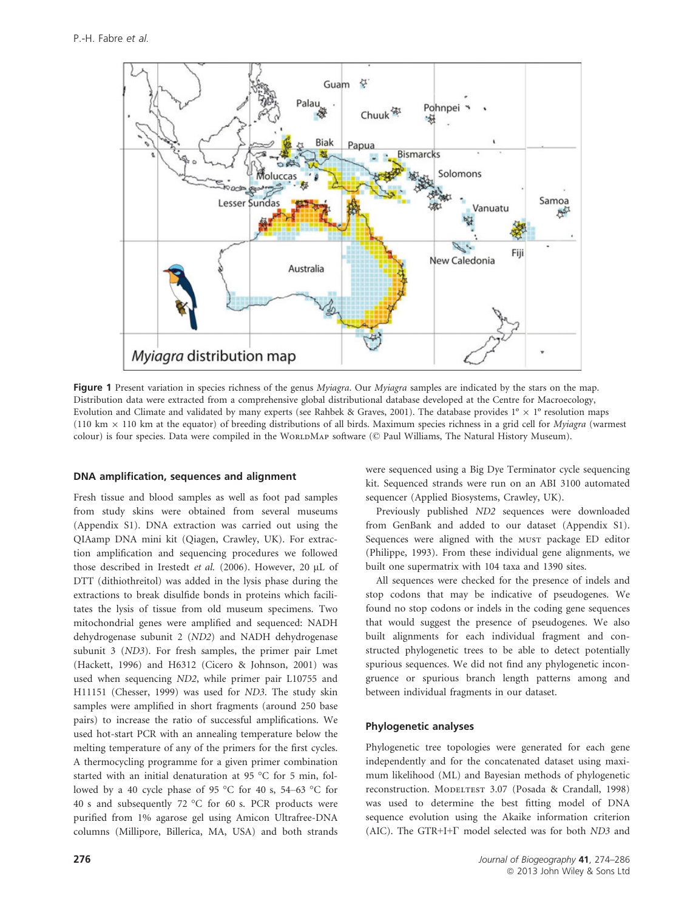**Figure 1** Present variation in species richness of the genus *Myiagra*. Our *Myiagra* samples are indicated by the stars on the map. Distribution data were extracted from a comprehensive global distributional database developed at the Centre for Macroecology, Evolution and Climate and validated by many experts (see Rahbek & Graves, 2001). The database provides 1° × 1° resolution maps (110 km × 110 km at the equator) of breeding distributions of all birds. Maximum species richness in a grid cell for *Myiagra* (warmest colour) is four species. Data were compiled in the WorldMap software (© Paul Williams, The Natural History Museum).

## DNA amplification, sequences and alignment

Fresh tissue and blood samples as well as foot pad samples from study skins were obtained from several museums (Appendix S1). DNA extraction was carried out using the QIAamp DNA mini kit (Qiagen, Crawley, UK). For extraction amplification and sequencing procedures we followed those described in Irestedt *et al.* (2006). However, 20 μL of DTT (dithiothreitol) was added in the lysis phase during the extractions to break disulfide bonds in proteins which facilitates the lysis of tissue from old museum specimens. Two mitochondrial genes were amplified and sequenced: NADH dehydrogenase subunit 2 (*ND2*) and NADH dehydrogenase subunit 3 (*ND3*). For fresh samples, the primer pair Lmet (Hackett, 1996) and H6312 (Cicero & Johnson, 2001) was used when sequencing *ND2*, while primer pair L10755 and H11151 (Chesser, 1999) was used for *ND3*. The study skin samples were amplified in short fragments (around 250 base pairs) to increase the ratio of successful amplifications. We used hot-start PCR with an annealing temperature below the melting temperature of any of the primers for the first cycles. A thermocycling programme for a given primer combination started with an initial denaturation at 95 °C for 5 min, followed by a 40 cycle phase of 95 °C for 40 s, 54–63 °C for 40 s and subsequently 72 °C for 60 s. PCR products were purified from 1% agarose gel using Amicon Ultrafree-DNA columns (Millipore, Billerica, MA, USA) and both strands were sequenced using a Big Dye Terminator cycle sequencing kit. Sequenced strands were run on an ABI 3100 automated sequencer (Applied Biosystems, Crawley, UK).

Previously published *ND2* sequences were downloaded from GenBank and added to our dataset (Appendix S1). Sequences were aligned with the must package ED editor (Philippe, 1993). From these individual gene alignments, we built one supermatrix with 104 taxa and 1390 sites.

All sequences were checked for the presence of indels and stop codons that may be indicative of pseudogenes. We found no stop codons or indels in the coding gene sequences that would suggest the presence of pseudogenes. We also built alignments for each individual fragment and constructed phylogenetic trees to be able to detect potentially spurious sequences. We did not find any phylogenetic incongruence or spurious branch length patterns among and between individual fragments in our dataset.

## Phylogenetic analyses

Phylogenetic tree topologies were generated for each gene independently and for the concatenated dataset using maximum likelihood (ML) and Bayesian methods of phylogenetic reconstruction. Modeltest 3.07 (Posada & Crandall, 1998) was used to determine the best fitting model of DNA sequence evolution using the Akaike information criterion (AIC). The GTR+I+Γ model selected was for both *ND3* and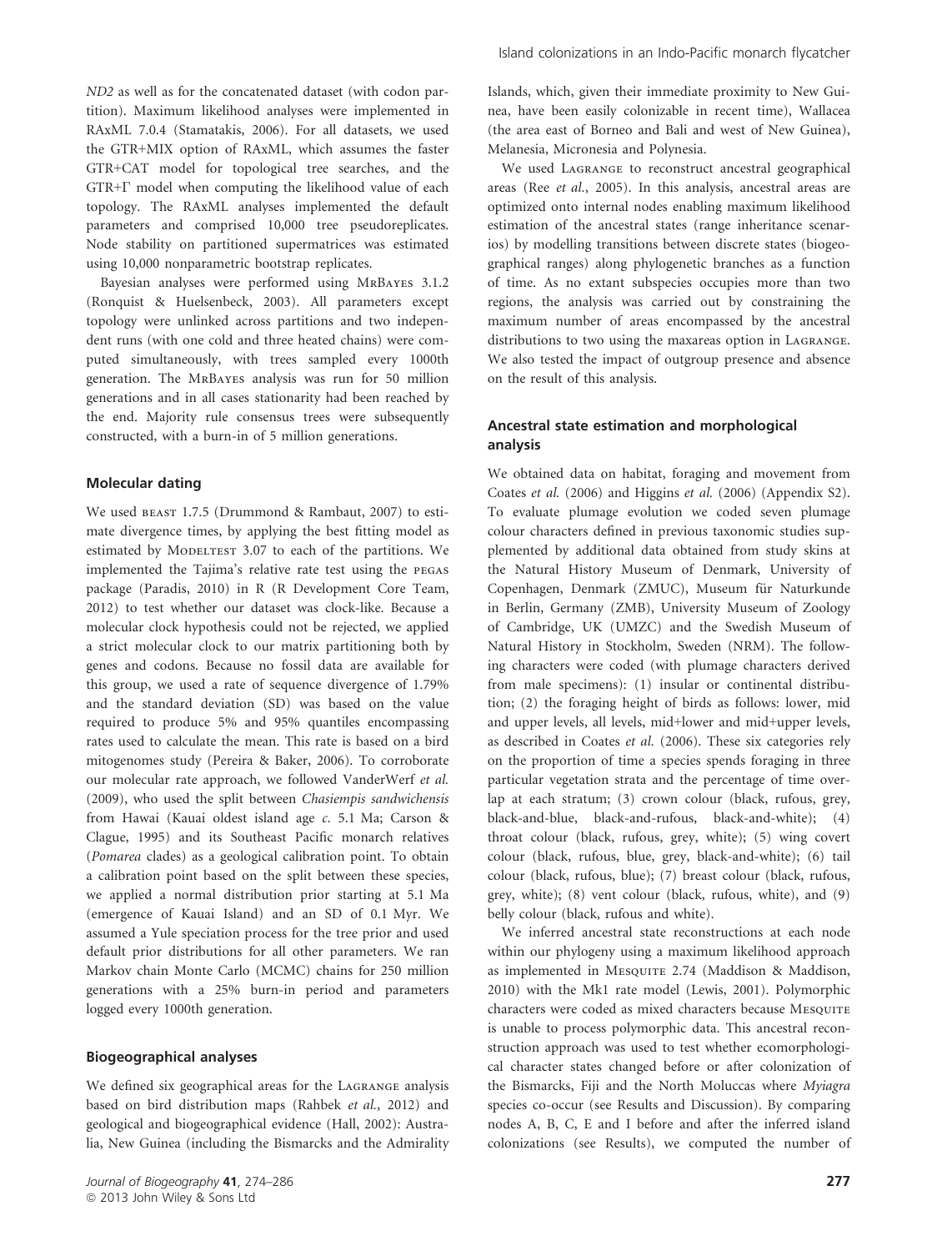*ND2* as well as for the concatenated dataset (with codon partition). Maximum likelihood analyses were implemented in RAxML 7.0.4 (Stamatakis, 2006). For all datasets, we used the GTR+MIX option of RAxML, which assumes the faster GTR+CAT model for topological tree searches, and the GTR+Γ model when computing the likelihood value of each topology. The RAxML analyses implemented the default parameters and comprised 10,000 tree pseudoreplicates. Node stability on partitioned supermatrices was estimated using 10,000 nonparametric bootstrap replicates.

Bayesian analyses were performed using MrBayes 3.1.2 (Ronquist & Huelsenbeck, 2003). All parameters except topology were unlinked across partitions and two independent runs (with one cold and three heated chains) were computed simultaneously, with trees sampled every 1000th generation. The MrBayes analysis was run for 50 million generations and in all cases stationarity had been reached by the end. Majority rule consensus trees were subsequently constructed, with a burn-in of 5 million generations.

### Molecular dating

We used beast 1.7.5 (Drummond & Rambaut, 2007) to estimate divergence times, by applying the best fitting model as estimated by Modeltest 3.07 to each of the partitions. We implemented the Tajima's relative rate test using the pegas package (Paradis, 2010) in R (R Development Core Team, 2012) to test whether our dataset was clock-like. Because a molecular clock hypothesis could not be rejected, we applied a strict molecular clock to our matrix partitioning both by genes and codons. Because no fossil data are available for this group, we used a rate of sequence divergence of 1.79% and the standard deviation (SD) was based on the value required to produce 5% and 95% quantiles encompassing rates used to calculate the mean. This rate is based on a bird mitogenomes study (Pereira & Baker, 2006). To corroborate our molecular rate approach, we followed VanderWerf *et al.* (2009), who used the split between *Chasiempis sandwichensis* from Hawai (Kauai oldest island age *c.* 5.1 Ma; Carson & Clague, 1995) and its Southeast Pacific monarch relatives (*Pomarea* clades) as a geological calibration point. To obtain a calibration point based on the split between these species, we applied a normal distribution prior starting at 5.1 Ma (emergence of Kauai Island) and an SD of 0.1 Myr. We assumed a Yule speciation process for the tree prior and used default prior distributions for all other parameters. We ran Markov chain Monte Carlo (MCMC) chains for 250 million generations with a 25% burn-in period and parameters logged every 1000th generation.

### Biogeographical analyses

We defined six geographical areas for the Lagrange analysis based on bird distribution maps (Rahbek *et al.*, 2012) and geological and biogeographical evidence (Hall, 2002): Australia, New Guinea (including the Bismarcks and the Admiralty Islands, which, given their immediate proximity to New Guinea, have been easily colonizable in recent time), Wallacea (the area east of Borneo and Bali and west of New Guinea), Melanesia, Micronesia and Polynesia.

We used Lagrange to reconstruct ancestral geographical areas (Ree *et al.*, 2005). In this analysis, ancestral areas are optimized onto internal nodes enabling maximum likelihood estimation of the ancestral states (range inheritance scenarios) by modelling transitions between discrete states (biogeographical ranges) along phylogenetic branches as a function of time. As no extant subspecies occupies more than two regions, the analysis was carried out by constraining the maximum number of areas encompassed by the ancestral distributions to two using the maxareas option in Lagrange. We also tested the impact of outgroup presence and absence on the result of this analysis.

### Ancestral state estimation and morphological analysis

We obtained data on habitat, foraging and movement from Coates *et al.* (2006) and Higgins *et al.* (2006) (Appendix S2). To evaluate plumage evolution we coded seven plumage colour characters defined in previous taxonomic studies supplemented by additional data obtained from study skins at the Natural History Museum of Denmark, University of Copenhagen, Denmark (ZMUC), Museum für Naturkunde in Berlin, Germany (ZMB), University Museum of Zoology of Cambridge, UK (UMZC) and the Swedish Museum of Natural History in Stockholm, Sweden (NRM). The following characters were coded (with plumage characters derived from male specimens): (1) insular or continental distribution; (2) the foraging height of birds as follows: lower, mid and upper levels, all levels, mid+lower and mid+upper levels, as described in Coates *et al.* (2006). These six categories rely on the proportion of time a species spends foraging in three particular vegetation strata and the percentage of time overlap at each stratum; (3) crown colour (black, rufous, grey, black-and-blue, black-and-rufous, black-and-white); (4) throat colour (black, rufous, grey, white); (5) wing covert colour (black, rufous, blue, grey, black-and-white); (6) tail colour (black, rufous, blue); (7) breast colour (black, rufous, grey, white); (8) vent colour (black, rufous, white), and (9) belly colour (black, rufous and white).

We inferred ancestral state reconstructions at each node within our phylogeny using a maximum likelihood approach as implemented in Mesquite 2.74 (Maddison & Maddison, 2010) with the Mk1 rate model (Lewis, 2001). Polymorphic characters were coded as mixed characters because Mesquite is unable to process polymorphic data. This ancestral reconstruction approach was used to test whether ecomorphological character states changed before or after colonization of the Bismarcks, Fiji and the North Moluccas where *Myiagra* species co-occur (see Results and Discussion). By comparing nodes A, B, C, E and I before and after the inferred island colonizations (see Results), we computed the number of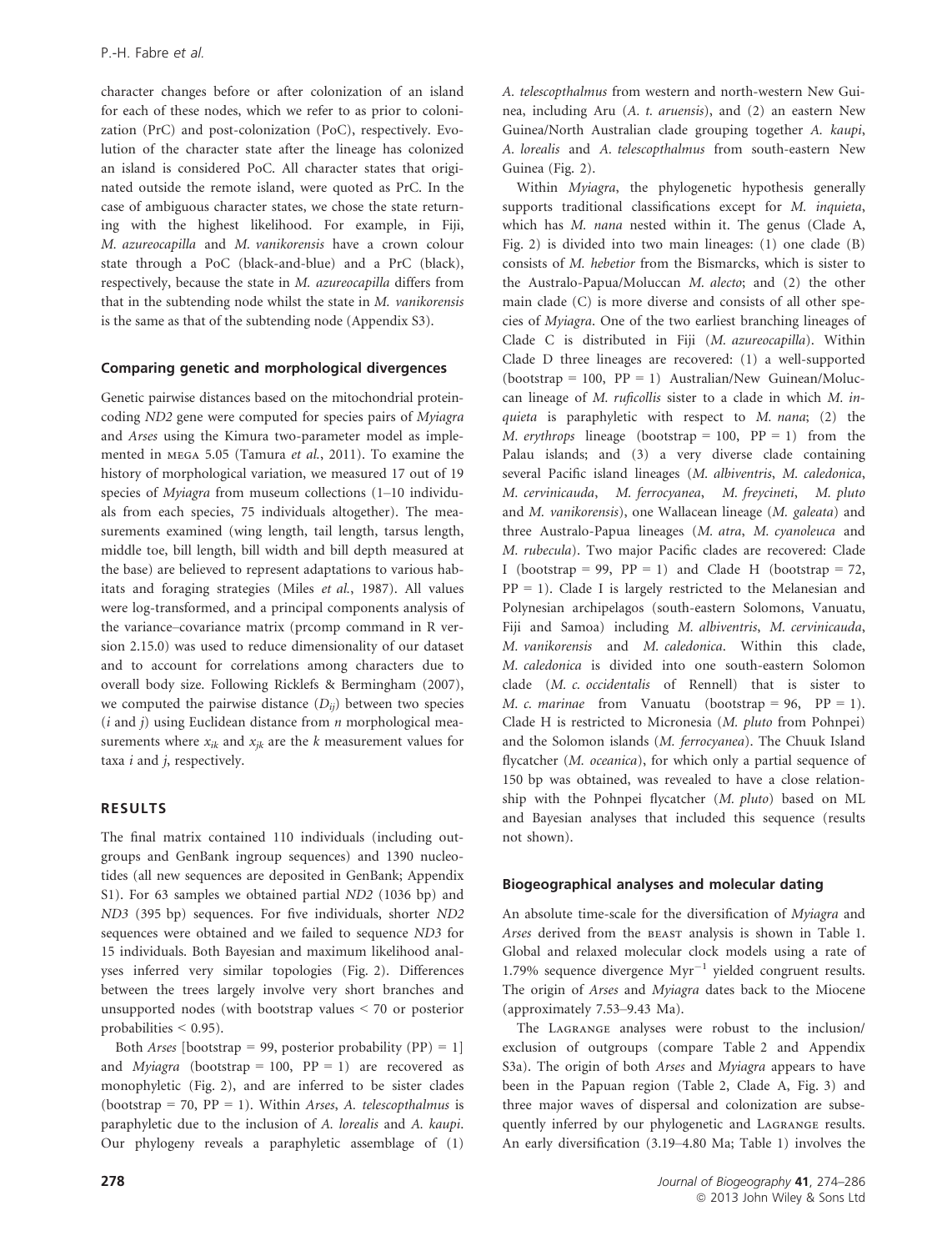character changes before or after colonization of an island for each of these nodes, which we refer to as prior to colonization (PrC) and post-colonization (PoC), respectively. Evolution of the character state after the lineage has colonized an island is considered PoC. All character states that originated outside the remote island, were quoted as PrC. In the case of ambiguous character states, we chose the state returning with the highest likelihood. For example, in Fiji, *M. azureocapilla* and *M. vanikorensis* have a crown colour state through a PoC (black-and-blue) and a PrC (black), respectively, because the state in *M. azureocapilla* differs from that in the subtending node whilst the state in *M. vanikorensis* is the same as that of the subtending node (Appendix S3).

### Comparing genetic and morphological divergences

Genetic pairwise distances based on the mitochondrial protein-coding *ND2* gene were computed for species pairs of *Myiagra* and *Arses* using the Kimura two-parameter model as implemented in MEGA 5.05 (Tamura *et al.*, 2011). To examine the history of morphological variation, we measured 17 out of 19 species of *Myiagra* from museum collections (1–10 individuals from each species, 75 individuals altogether). The measurements examined (wing length, tail length, tarsus length, middle toe, bill length, bill width and bill depth measured at the base) are believed to represent adaptations to various habitats and foraging strategies (Miles *et al.*, 1987). All values were log-transformed, and a principal components analysis of the variance–covariance matrix (prcomp command in R version 2.15.0) was used to reduce dimensionality of our dataset and to account for correlations among characters due to overall body size. Following Ricklefs & Bermingham (2007), we computed the pairwise distance ($D_{ij}$) between two species ($i$ and $j$) using Euclidean distance from $n$ morphological measurements where $x_{ik}$ and $x_{jk}$ are the $k$ measurement values for taxa $i$ and $j$, respectively.

## RESULTS

The final matrix contained 110 individuals (including outgroups and GenBank ingroup sequences) and 1390 nucleotides (all new sequences are deposited in GenBank; Appendix S1). For 63 samples we obtained partial *ND2* (1036 bp) and *ND3* (395 bp) sequences. For five individuals, shorter *ND2* sequences were obtained and we failed to sequence *ND3* for 15 individuals. Both Bayesian and maximum likelihood analyses inferred very similar topologies (Fig. 2). Differences between the trees largely involve very short branches and unsupported nodes (with bootstrap values < 70 or posterior probabilities < 0.95).

Both *Arses* [bootstrap = 99, posterior probability (PP) = 1] and *Myiagra* (bootstrap = 100, PP = 1) are recovered as monophyletic (Fig. 2), and are inferred to be sister clades (bootstrap = 70, PP = 1). Within *Arses*, *A. telescopthalmus* is paraphyletic due to the inclusion of *A. lorealis* and *A. kaupi*. Our phylogeny reveals a paraphyletic assemblage of (1) *A. telescopthalmus* from western and north-western New Guinea, including Aru (*A. t. aruensis*), and (2) an eastern New Guinea/North Australian clade grouping together *A. kaupi*, *A. lorealis* and *A. telescopthalmus* from south-eastern New Guinea (Fig. 2).

Within *Myiagra*, the phylogenetic hypothesis generally supports traditional classifications except for *M. inquieta*, which has *M. nana* nested within it. The genus (Clade A, Fig. 2) is divided into two main lineages: (1) one clade (B) consists of *M. hebetior* from the Bismarcks, which is sister to the Australo-Papua/Moluccan *M. alecto*; and (2) the other main clade (C) is more diverse and consists of all other species of *Myiagra*. One of the two earliest branching lineages of Clade C is distributed in Fiji (*M. azureocapilla*). Within Clade D three lineages are recovered: (1) a well-supported (bootstrap = 100, PP = 1) Australian/New Guinean/Moluccan lineage of *M. ruficollis* sister to a clade in which *M. inquieta* is paraphyletic with respect to *M. nana*; (2) the *M. erythrops* lineage (bootstrap = 100, PP = 1) from the Palau islands; and (3) a very diverse clade containing several Pacific island lineages (*M. albiventris*, *M. caledonica*, *M. cervinicauda*, *M. ferrocyanea*, *M. freycineti*, *M. pluto* and *M. vanikorensis*), one Wallacean lineage (*M. galeata*) and three Australo-Papua lineages (*M. atra*, *M. cyanoleuca* and *M. rubecula*). Two major Pacific clades are recovered: Clade I (bootstrap = 99, PP = 1) and Clade H (bootstrap = 72, PP = 1). Clade I is largely restricted to the Melanesian and Polynesian archipelagos (south-eastern Solomons, Vanuatu, Fiji and Samoa) including *M. albiventris*, *M. cervinicauda*, *M. vanikorensis* and *M. caledonica*. Within this clade, *M. caledonica* is divided into one south-eastern Solomon clade (*M. c. occidentalis* of Rennell) that is sister to *M. c. marinae* from Vanuatu (bootstrap = 96, PP = 1). Clade H is restricted to Micronesia (*M. pluto* from Pohnpei) and the Solomon islands (*M. ferrocyanea*). The Chuuk Island flycatcher (*M. oceanica*), for which only a partial sequence of 150 bp was obtained, was revealed to have a close relationship with the Pohnpei flycatcher (*M. pluto*) based on ML and Bayesian analyses that included this sequence (results not shown).

### Biogeographical analyses and molecular dating

An absolute time-scale for the diversification of *Myiagra* and *Arses* derived from the BEAST analysis is shown in Table 1. Global and relaxed molecular clock models using a rate of 1.79% sequence divergence $\text{Myr}^{-1}$ yielded congruent results. The origin of *Arses* and *Myiagra* dates back to the Miocene (approximately 7.53–9.43 Ma).

The LAGRANGE analyses were robust to the inclusion/exclusion of outgroups (compare Table 2 and Appendix S3a). The origin of both *Arses* and *Myiagra* appears to have been in the Papuan region (Table 2, Clade A, Fig. 3) and three major waves of dispersal and colonization are subsequently inferred by our phylogenetic and LAGRANGE results. An early diversification (3.19–4.80 Ma; Table 1) involves the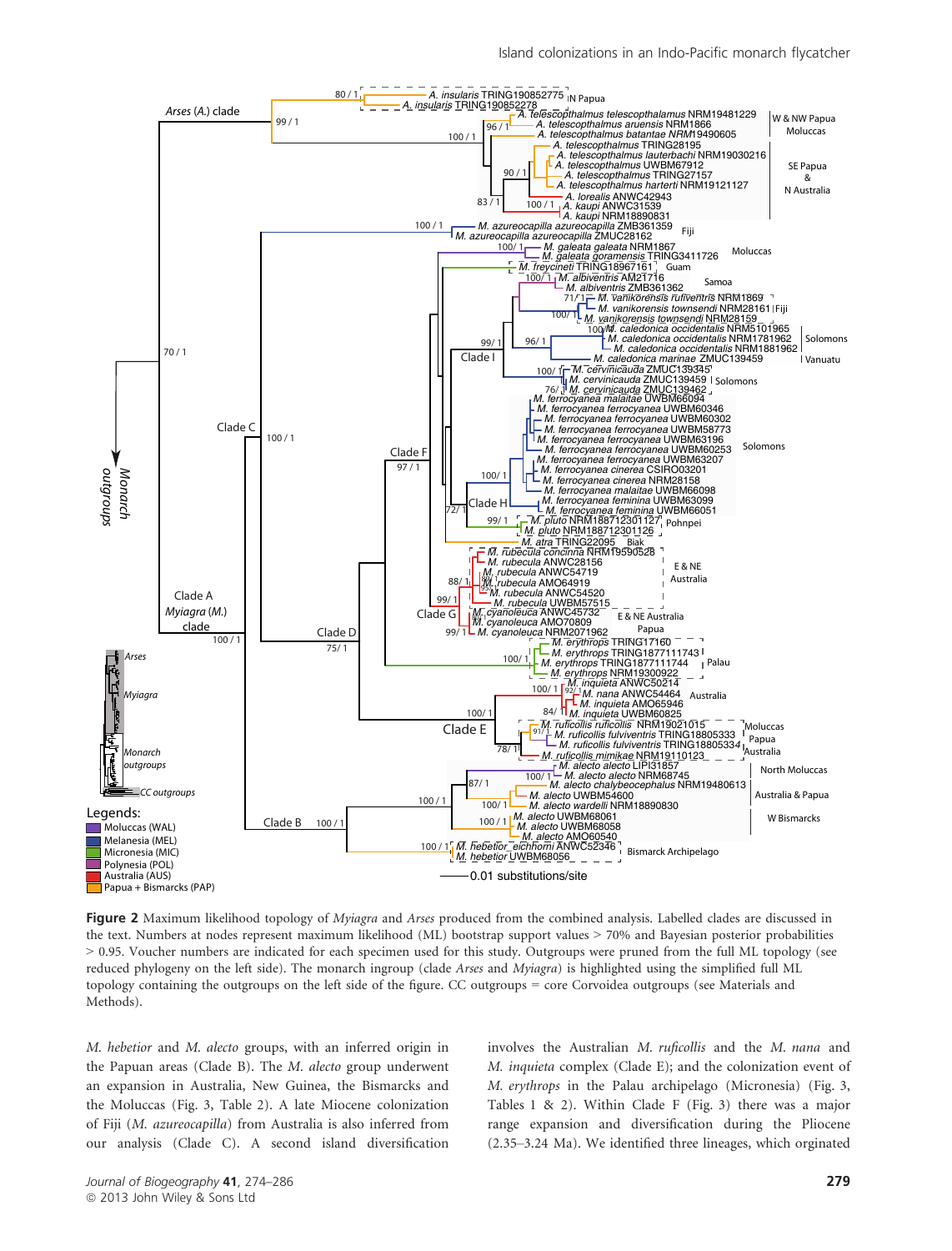**Figure 2** Maximum likelihood topology of *Myiagra* and *Arses* produced from the combined analysis. Labelled clades are discussed in the text. Numbers at nodes represent maximum likelihood (ML) bootstrap support values > 70% and Bayesian posterior probabilities > 0.95. Voucher numbers are indicated for each specimen used for this study. Outgroups were pruned from the full ML topology (see reduced phylogeny on the left side). The monarch ingroup (clade *Arses* and *Myiagra*) is highlighted using the simplified full ML topology containing the outgroups on the left side of the figure. CC outgroups = core Corvoidea outgroups (see Materials and Methods).

*M. hebetior* and *M. alecto* groups, with an inferred origin in the Papuan areas (Clade B). The *M. alecto* group underwent an expansion in Australia, New Guinea, the Bismarcks and the Moluccas (Fig. 3, Table 2). A late Miocene colonization of Fiji (*M. azureocapilla*) from Australia is also inferred from our analysis (Clade C). A second island diversification involves the Australian *M. ruficollis* and the *M. nana* and *M. inquieta* complex (Clade E); and the colonization event of *M. erythrops* in the Palau archipelago (Micronesia) (Fig. 3, Tables 1 & 2). Within Clade F (Fig. 3) there was a major range expansion and diversification during the Pliocene (2.35–3.24 Ma). We identified three lineages, which orginated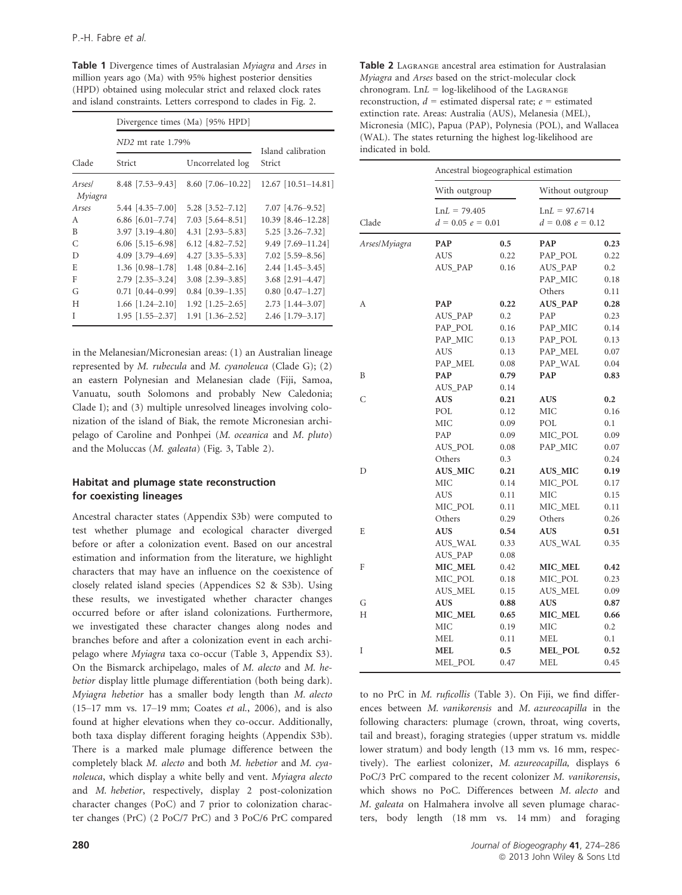**Table 1** Divergence times of Australasian *Myiagra* and *Arses* in million years ago (Ma) with 95% highest posterior densities (HPD) obtained using molecular strict and relaxed clock rates and island constraints. Letters correspond to clades in Fig. 2.

| Clade | Divergence times (Ma) [95% HPD] | | |
|---|---|---|---|
| | *ND2* mt rate 1.79% | | Island calibration |
| | Strict | Uncorrelated log | Strict |
| *Arses*/*Myiagra* | 8.48 [7.53–9.43] | 8.60 [7.06–10.22] | 12.67 [10.51–14.81] |
| *Arses* | 5.44 [4.35–7.00] | 5.28 [3.52–7.12] | 7.07 [4.76–9.52] |
| A | 6.86 [6.01–7.74] | 7.03 [5.64–8.51] | 10.39 [8.46–12.28] |
| B | 3.97 [3.19–4.80] | 4.31 [2.93–5.83] | 5.25 [3.26–7.32] |
| C | 6.06 [5.15–6.98] | 6.12 [4.82–7.52] | 9.49 [7.69–11.24] |
| D | 4.09 [3.79–4.69] | 4.27 [3.35–5.33] | 7.02 [5.59–8.56] |
| E | 1.36 [0.98–1.78] | 1.48 [0.84–2.16] | 2.44 [1.45–3.45] |
| F | 2.79 [2.35–3.24] | 3.08 [2.39–3.85] | 3.68 [2.91–4.47] |
| G | 0.71 [0.44–0.99] | 0.84 [0.39–1.35] | 0.80 [0.47–1.27] |
| H | 1.66 [1.24–2.10] | 1.92 [1.25–2.65] | 2.73 [1.44–3.07] |
| I | 1.95 [1.55–2.37] | 1.91 [1.36–2.52] | 2.46 [1.79–3.17] |

in the Melanesian/Micronesian areas: (1) an Australian lineage represented by *M. rubecula* and *M. cyanoleuca* (Clade G); (2) an eastern Polynesian and Melanesian clade (Fiji, Samoa, Vanuatu, south Solomons and probably New Caledonia; Clade I); and (3) multiple unresolved lineages involving colonization of the island of Biak, the remote Micronesian archipelago of Caroline and Ponhpei (*M. oceanica* and *M. pluto*) and the Moluccas (*M. galeata*) (Fig. 3, Table 2).

### Habitat and plumage state reconstruction for coexisting lineages

Ancestral character states (Appendix S3b) were computed to test whether plumage and ecological character diverged before or after a colonization event. Based on our ancestral estimation and information from the literature, we highlight characters that may have an influence on the coexistence of closely related island species (Appendices S2 & S3b). Using these results, we investigated whether character changes occurred before or after island colonizations. Furthermore, we investigated these character changes along nodes and branches before and after a colonization event in each archipelago where *Myiagra* taxa co-occur (Table 3, Appendix S3). On the Bismarck archipelago, males of *M. alecto* and *M. hebetior* display little plumage differentiation (both being dark). *Myiagra hebetior* has a smaller body length than *M. alecto* (15–17 mm vs. 17–19 mm; Coates *et al.*, 2006), and is also found at higher elevations when they co-occur. Additionally, both taxa display different foraging heights (Appendix S3b). There is a marked male plumage difference between the completely black *M. alecto* and both *M. hebetior* and *M. cyanoleuca*, which display a white belly and vent. *Myiagra alecto* and *M. hebetior*, respectively, display 2 post-colonization character changes (PoC) and 7 prior to colonization character changes (PrC) (2 PoC/7 PrC) and 3 PoC/6 PrC compared to no PrC in *M. ruficollis* (Table 3). On Fiji, we find differences between *M. vanikorensis* and *M. azureocapilla* in the following characters: plumage (crown, throat, wing coverts, tail and breast), foraging strategies (upper stratum vs. middle lower stratum) and body length (13 mm vs. 16 mm, respectively). The earliest colonizer, *M. azureocapilla,* displays 6 PoC/3 PrC compared to the recent colonizer *M. vanikorensis*, which shows no PoC. Differences between *M. alecto* and *M. galeata* on Halmahera involve all seven plumage characters, body length (18 mm vs. 14 mm) and foraging

**Table 2** Lagrange ancestral area estimation for Australasian *Myiagra* and *Arses* based on the strict-molecular clock chronogram. Ln*L* = log-likelihood of the Lagrange reconstruction, *d* = estimated dispersal rate; *e* = estimated extinction rate. Areas: Australia (AUS), Melanesia (MEL), Micronesia (MIC), Papua (PAP), Polynesia (POL), and Wallacea (WAL). The states returning the highest log-likelihood are indicated in bold.

| Clade | Ancestral biogeographical estimation | | | |
|---|---|---|---|---|
| | With outgroup | | Without outgroup | |
| | Ln*L* = 79.405 $d = 0.05$ $e = 0.01$ | | Ln*L* = 97.6714 $d = 0.08$ $e = 0.12$ | |
| *Arses*/*Myiagra* | **PAP** | 0.5 | **PAP** | **0.23** |
| | AUS | 0.22 | PAP_POL | 0.22 |
| | AUS_PAP | 0.16 | AUS_PAP | 0.2 |
| | | | PAP_MIC | 0.18 |
| | | | Others | 0.11 |
| A | **PAP** | **0.22** | **AUS_PAP** | **0.28** |
| | AUS_PAP | 0.2 | PAP | 0.23 |
| | PAP_POL | 0.16 | PAP_MIC | 0.14 |
| | PAP_MIC | 0.13 | PAP_POL | 0.13 |
| | AUS | 0.13 | PAP_MEL | 0.07 |
| | PAP_MEL | 0.08 | PAP_WAL | 0.04 |
| B | **PAP** | **0.79** | **PAP** | **0.83** |
| | AUS_PAP | 0.14 | | |
| C | **AUS** | **0.21** | **AUS** | **0.2** |
| | POL | 0.12 | MIC | 0.16 |
| | MIC | 0.09 | POL | 0.1 |
| | PAP | 0.09 | MIC_POL | 0.09 |
| | AUS_POL | 0.08 | PAP_MIC | 0.07 |
| | Others | 0.3 | | 0.24 |
| D | **AUS_MIC** | **0.21** | **AUS_MIC** | **0.19** |
| | MIC | 0.14 | MIC_POL | 0.17 |
| | AUS | 0.11 | MIC | 0.15 |
| | MIC_POL | 0.11 | MIC_MEL | 0.11 |
| | Others | 0.29 | Others | 0.26 |
| E | **AUS** | **0.54** | **AUS** | **0.51** |
| | AUS_WAL | 0.33 | AUS_WAL | 0.35 |
| | AUS_PAP | 0.08 | | |
| F | **MIC_MEL** | **0.42** | **MIC_MEL** | **0.42** |
| | MIC_POL | 0.18 | MIC_POL | 0.23 |
| | AUS_MEL | 0.15 | AUS_MEL | 0.09 |
| G | **AUS** | **0.88** | **AUS** | **0.87** |
| H | **MIC_MEL** | **0.65** | **MIC_MEL** | **0.66** |
| | MIC | 0.19 | MIC | 0.2 |
| | MEL | 0.11 | MEL | 0.1 |
| I | **MEL** | **0.5** | **MEL_POL** | **0.52** |
| | MEL_POL | 0.47 | MEL | 0.45 |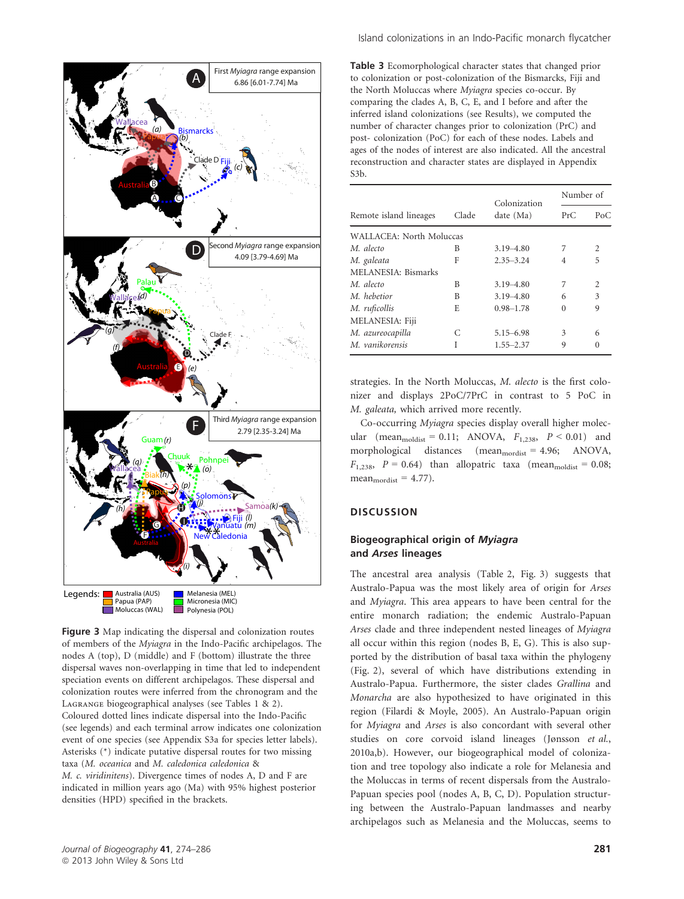Figure 3 Map indicating the dispersal and colonization routes of members of the *Myiagra* in the Indo-Pacific archipelagos. The nodes A (top), D (middle) and F (bottom) illustrate the three dispersal waves non-overlapping in time that led to independent speciation events on different archipelagos. These dispersal and colonization routes were inferred from the chronogram and the Lagrange biogeographical analyses (see Tables 1 & 2). Coloured dotted lines indicate dispersal into the Indo-Pacific (see legends) and each terminal arrow indicates one colonization event of one species (see Appendix S3a for species letter labels). Asterisks (*) indicate putative dispersal routes for two missing taxa (*M. oceanica* and *M. caledonica caledonica* & *M. c. viriditinens*). Divergence times of nodes A, D and F are indicated in million years ago (Ma) with 95% highest posterior densities (HPD) specified in the brackets.

**Table 3** Ecomorphological character states that changed prior to colonization or post-colonization of the Bismarcks, Fiji and the North Moluccas where *Myiagra* species co-occur. By comparing the clades A, B, C, E, and I before and after the inferred island colonizations (see Results), we computed the number of character changes prior to colonization (PrC) and post- colonization (PoC) for each of these nodes. Labels and ages of the nodes of interest are also indicated. All the ancestral reconstruction and character states are displayed in Appendix S3b.

| Remote island lineages | Clade | Colonization date (Ma) | Number of PrC | Number of PoC |
|---|---|---|---|---|
| WALLACEA: North Moluccas | | | | |
| *M. alecto* | B | 3.19–4.80 | 7 | 2 |
| *M. galeata* | F | 2.35–3.24 | 4 | 5 |
| MELANESIA: Bismarks | | | | |
| *M. alecto* | B | 3.19–4.80 | 7 | 2 |
| *M. hebetior* | B | 3.19–4.80 | 6 | 3 |
| *M. ruficollis* | E | 0.98–1.78 | 0 | 9 |
| MELANESIA: Fiji | | | | |
| *M. azureocapilla* | C | 5.15–6.98 | 3 | 6 |
| *M. vanikorensis* | I | 1.55–2.37 | 9 | 0 |

strategies. In the North Moluccas, *M. alecto* is the first colonizer and displays 2PoC/7PrC in contrast to 5 PoC in *M. galeata,* which arrived more recently.

Co-occurring *Myiagra* species display overall higher molecular ($\text{mean}_{\text{moldist}} = 0.11$; ANOVA, $F_{1,238}$, $P < 0.01$) and morphological distances ($\text{mean}_{\text{mordist}} = 4.96$; ANOVA, $F_{1,238}$, $P = 0.64$) than allopatric taxa ($\text{mean}_{\text{moldist}} = 0.08$; $\text{mean}_{\text{mordist}} = 4.77$).

## DISCUSSION

### Biogeographical origin of *Myiagra* and *Arses* lineages

The ancestral area analysis (Table 2, Fig. 3) suggests that Australo-Papua was the most likely area of origin for *Arses* and *Myiagra*. This area appears to have been central for the entire monarch radiation; the endemic Australo-Papuan *Arses* clade and three independent nested lineages of *Myiagra* all occur within this region (nodes B, E, G). This is also supported by the distribution of basal taxa within the phylogeny (Fig. 2), several of which have distributions extending in Australo-Papua. Furthermore, the sister clades *Grallina* and *Monarcha* are also hypothesized to have originated in this region (Filardi & Moyle, 2005). An Australo-Papuan origin for *Myiagra* and *Arses* is also concordant with several other studies on core corvoid island lineages (Jønsson *et al.*, 2010a,b). However, our biogeographical model of colonization and tree topology also indicate a role for Melanesia and the Moluccas in terms of recent dispersals from the Australo-Papuan species pool (nodes A, B, C, D). Population structuring between the Australo-Papuan landmasses and nearby archipelagos such as Melanesia and the Moluccas, seems to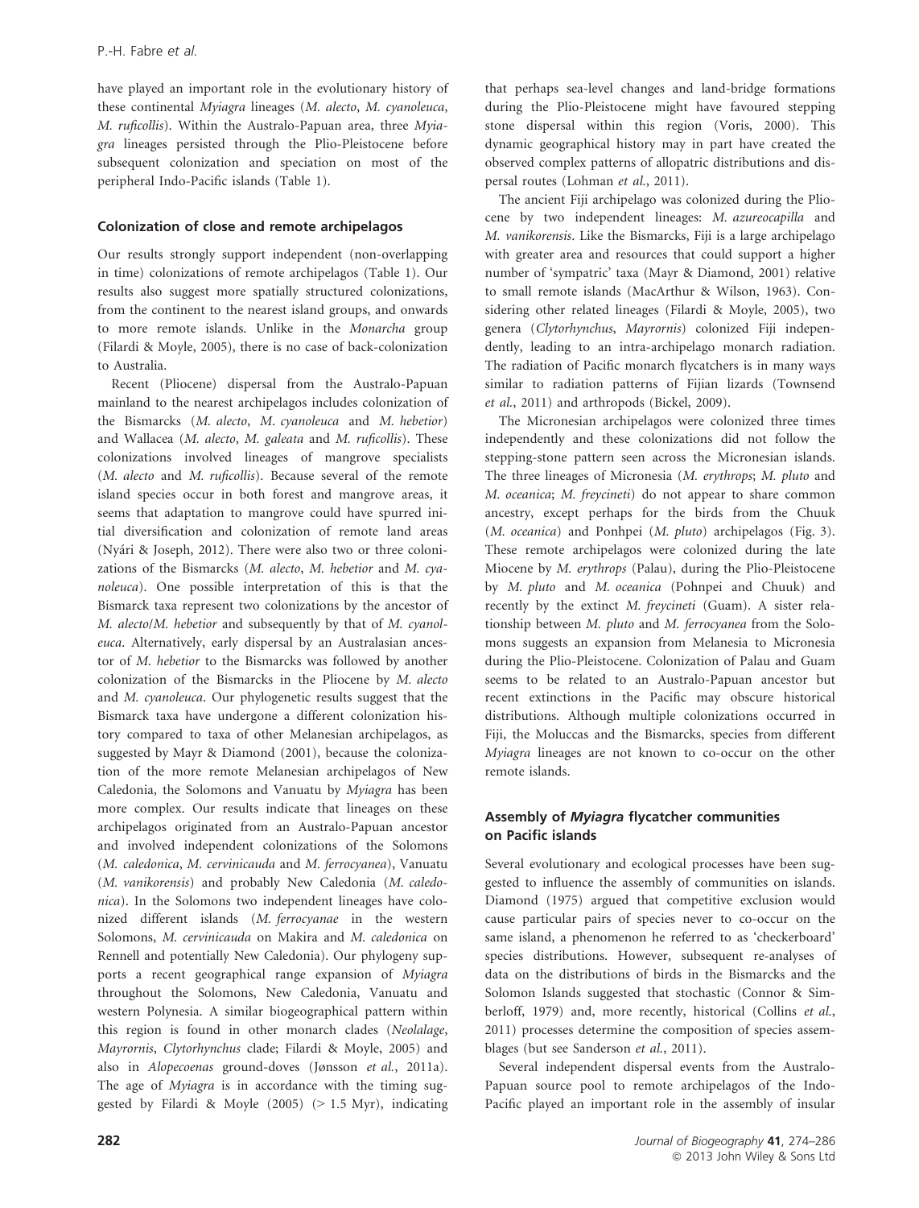have played an important role in the evolutionary history of these continental *Myiagra* lineages (*M. alecto*, *M. cyanoleuca*, *M. ruficollis*). Within the Australo-Papuan area, three *Myiagra* lineages persisted through the Plio-Pleistocene before subsequent colonization and speciation on most of the peripheral Indo-Pacific islands (Table 1).

### Colonization of close and remote archipelagos

Our results strongly support independent (non-overlapping in time) colonizations of remote archipelagos (Table 1). Our results also suggest more spatially structured colonizations, from the continent to the nearest island groups, and onwards to more remote islands. Unlike in the *Monarcha* group (Filardi & Moyle, 2005), there is no case of back-colonization to Australia.

Recent (Pliocene) dispersal from the Australo-Papuan mainland to the nearest archipelagos includes colonization of the Bismarcks (*M. alecto*, *M. cyanoleuca* and *M. hebetior*) and Wallacea (*M. alecto*, *M. galeata* and *M. ruficollis*). These colonizations involved lineages of mangrove specialists (*M. alecto* and *M. ruficollis*). Because several of the remote island species occur in both forest and mangrove areas, it seems that adaptation to mangrove could have spurred initial diversification and colonization of remote land areas (Nyári & Joseph, 2012). There were also two or three colonizations of the Bismarcks (*M. alecto*, *M. hebetior* and *M. cyanoleuca*). One possible interpretation of this is that the Bismarck taxa represent two colonizations by the ancestor of *M. alecto*/*M. hebetior* and subsequently by that of *M. cyanoleuca*. Alternatively, early dispersal by an Australasian ancestor of *M. hebetior* to the Bismarcks was followed by another colonization of the Bismarcks in the Pliocene by *M. alecto* and *M. cyanoleuca*. Our phylogenetic results suggest that the Bismarck taxa have undergone a different colonization history compared to taxa of other Melanesian archipelagos, as suggested by Mayr & Diamond (2001), because the colonization of the more remote Melanesian archipelagos of New Caledonia, the Solomons and Vanuatu by *Myiagra* has been more complex. Our results indicate that lineages on these archipelagos originated from an Australo-Papuan ancestor and involved independent colonizations of the Solomons (*M. caledonica*, *M. cervinicauda* and *M. ferrocyanea*), Vanuatu (*M. vanikorensis*) and probably New Caledonia (*M. caledonica*). In the Solomons two independent lineages have colonized different islands (*M. ferrocyanae* in the western Solomons, *M. cervinicauda* on Makira and *M. caledonica* on Rennell and potentially New Caledonia). Our phylogeny supports a recent geographical range expansion of *Myiagra* throughout the Solomons, New Caledonia, Vanuatu and western Polynesia. A similar biogeographical pattern within this region is found in other monarch clades (*Neolalage*, *Mayrornis*, *Clytorhynchus* clade; Filardi & Moyle, 2005) and also in *Alopecoenas* ground-doves (Jønsson *et al.*, 2011a). The age of *Myiagra* is in accordance with the timing suggested by Filardi & Moyle (2005) (> 1.5 Myr), indicating that perhaps sea-level changes and land-bridge formations during the Plio-Pleistocene might have favoured stepping stone dispersal within this region (Voris, 2000). This dynamic geographical history may in part have created the observed complex patterns of allopatric distributions and dispersal routes (Lohman *et al.*, 2011).

The ancient Fiji archipelago was colonized during the Pliocene by two independent lineages: *M. azureocapilla* and *M. vanikorensis*. Like the Bismarcks, Fiji is a large archipelago with greater area and resources that could support a higher number of 'sympatric' taxa (Mayr & Diamond, 2001) relative to small remote islands (MacArthur & Wilson, 1963). Considering other related lineages (Filardi & Moyle, 2005), two genera (*Clytorhynchus*, *Mayrornis*) colonized Fiji independently, leading to an intra-archipelago monarch radiation. The radiation of Pacific monarch flycatchers is in many ways similar to radiation patterns of Fijian lizards (Townsend *et al.*, 2011) and arthropods (Bickel, 2009).

The Micronesian archipelagos were colonized three times independently and these colonizations did not follow the stepping-stone pattern seen across the Micronesian islands. The three lineages of Micronesia (*M. erythrops*; *M. pluto* and *M. oceanica*; *M. freycineti*) do not appear to share common ancestry, except perhaps for the birds from the Chuuk (*M. oceanica*) and Ponhpei (*M. pluto*) archipelagos (Fig. 3). These remote archipelagos were colonized during the late Miocene by *M. erythrops* (Palau), during the Plio-Pleistocene by *M. pluto* and *M. oceanica* (Pohnpei and Chuuk) and recently by the extinct *M. freycineti* (Guam). A sister relationship between *M. pluto* and *M. ferrocyanea* from the Solomons suggests an expansion from Melanesia to Micronesia during the Plio-Pleistocene. Colonization of Palau and Guam seems to be related to an Australo-Papuan ancestor but recent extinctions in the Pacific may obscure historical distributions. Although multiple colonizations occurred in Fiji, the Moluccas and the Bismarcks, species from different *Myiagra* lineages are not known to co-occur on the other remote islands.

### Assembly of *Myiagra* flycatcher communities on Pacific islands

Several evolutionary and ecological processes have been suggested to influence the assembly of communities on islands. Diamond (1975) argued that competitive exclusion would cause particular pairs of species never to co-occur on the same island, a phenomenon he referred to as 'checkerboard' species distributions. However, subsequent re-analyses of data on the distributions of birds in the Bismarcks and the Solomon Islands suggested that stochastic (Connor & Simberloff, 1979) and, more recently, historical (Collins *et al.*, 2011) processes determine the composition of species assemblages (but see Sanderson *et al.*, 2011).

Several independent dispersal events from the Australo-Papuan source pool to remote archipelagos of the Indo-Pacific played an important role in the assembly of insular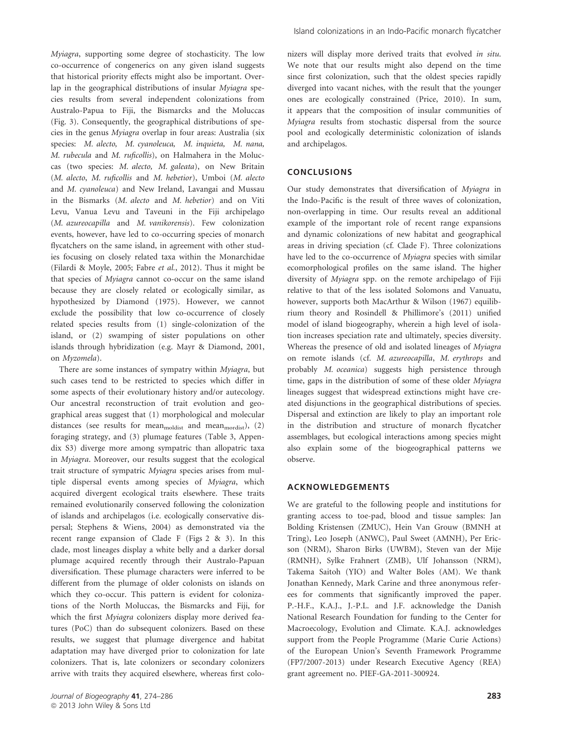*Myiagra*, supporting some degree of stochasticity. The low co-occurrence of congenerics on any given island suggests that historical priority effects might also be important. Overlap in the geographical distributions of insular *Myiagra* species results from several independent colonizations from Australo-Papua to Fiji, the Bismarcks and the Moluccas (Fig. 3). Consequently, the geographical distributions of species in the genus *Myiagra* overlap in four areas: Australia (six species: *M. alecto, M. cyanoleuca, M. inquieta, M. nana, M. rubecula* and *M. ruficollis*), on Halmahera in the Moluccas (two species: *M. alecto, M. galeata*), on New Britain (*M. alecto*, *M. ruficollis* and *M. hebetior*), Umboi (*M. alecto* and *M. cyanoleuca*) and New Ireland, Lavangai and Mussau in the Bismarks (*M. alecto* and *M. hebetior*) and on Viti Levu, Vanua Levu and Taveuni in the Fiji archipelago (*M. azureocapilla* and *M. vanikorensis*). Few colonization events, however, have led to co-occurring species of monarch flycatchers on the same island, in agreement with other studies focusing on closely related taxa within the Monarchidae (Filardi & Moyle, 2005; Fabre *et al.*, 2012). Thus it might be that species of *Myiagra* cannot co-occur on the same island because they are closely related or ecologically similar, as hypothesized by Diamond (1975). However, we cannot exclude the possibility that low co-occurrence of closely related species results from (1) single-colonization of the island, or (2) swamping of sister populations on other islands through hybridization (e.g. Mayr & Diamond, 2001, on *Myzomela*).

There are some instances of sympatry within *Myiagra*, but such cases tend to be restricted to species which differ in some aspects of their evolutionary history and/or autecology. Our ancestral reconstruction of trait evolution and geographical areas suggest that (1) morphological and molecular distances (see results for $\text{mean}_{\text{moldist}}$ and $\text{mean}_{\text{mordist}}$), (2) foraging strategy, and (3) plumage features (Table 3, Appendix S3) diverge more among sympatric than allopatric taxa in *Myiagra*. Moreover, our results suggest that the ecological trait structure of sympatric *Myiagra* species arises from multiple dispersal events among species of *Myiagra*, which acquired divergent ecological traits elsewhere. These traits remained evolutionarily conserved following the colonization of islands and archipelagos (i.e. ecologically conservative dispersal; Stephens & Wiens, 2004) as demonstrated via the recent range expansion of Clade F (Figs 2 & 3). In this clade, most lineages display a white belly and a darker dorsal plumage acquired recently through their Australo-Papuan diversification. These plumage characters were inferred to be different from the plumage of older colonists on islands on which they co-occur. This pattern is evident for colonizations of the North Moluccas, the Bismarcks and Fiji, for which the first *Myiagra* colonizers display more derived features (PoC) than do subsequent colonizers. Based on these results, we suggest that plumage divergence and habitat adaptation may have diverged prior to colonization for late colonizers. That is, late colonizers or secondary colonizers arrive with traits they acquired elsewhere, whereas first colonizers will display more derived traits that evolved *in situ*. We note that our results might also depend on the time since first colonization, such that the oldest species rapidly diverged into vacant niches, with the result that the younger ones are ecologically constrained (Price, 2010). In sum, it appears that the composition of insular communities of *Myiagra* results from stochastic dispersal from the source pool and ecologically deterministic colonization of islands and archipelagos.

## CONCLUSIONS

Our study demonstrates that diversification of *Myiagra* in the Indo-Pacific is the result of three waves of colonization, non-overlapping in time. Our results reveal an additional example of the important role of recent range expansions and dynamic colonizations of new habitat and geographical areas in driving speciation (cf. Clade F). Three colonizations have led to the co-occurrence of *Myiagra* species with similar ecomorphological profiles on the same island. The higher diversity of *Myiagra* spp. on the remote archipelago of Fiji relative to that of the less isolated Solomons and Vanuatu, however, supports both MacArthur & Wilson (1967) equilibrium theory and Rosindell & Phillimore's (2011) unified model of island biogeography, wherein a high level of isolation increases speciation rate and ultimately, species diversity. Whereas the presence of old and isolated lineages of *Myiagra* on remote islands (cf. *M. azureocapilla*, *M. erythrops* and probably *M. oceanica*) suggests high persistence through time, gaps in the distribution of some of these older *Myiagra* lineages suggest that widespread extinctions might have created disjunctions in the geographical distributions of species. Dispersal and extinction are likely to play an important role in the distribution and structure of monarch flycatcher assemblages, but ecological interactions among species might also explain some of the biogeographical patterns we observe.

## ACKNOWLEDGEMENTS

We are grateful to the following people and institutions for granting access to toe-pad, blood and tissue samples: Jan Bolding Kristensen (ZMUC), Hein Van Grouw (BMNH at Tring), Leo Joseph (ANWC), Paul Sweet (AMNH), Per Ericson (NRM), Sharon Birks (UWBM), Steven van der Mije (RMNH), Sylke Frahnert (ZMB), Ulf Johansson (NRM), Takema Saitoh (YIO) and Walter Boles (AM). We thank Jonathan Kennedy, Mark Carine and three anonymous referees for comments that significantly improved the paper. P.-H.F., K.A.J., J.-P.L. and J.F. acknowledge the Danish National Research Foundation for funding to the Center for Macroecology, Evolution and Climate. K.A.J. acknowledges support from the People Programme (Marie Curie Actions) of the European Union's Seventh Framework Programme (FP7/2007-2013) under Research Executive Agency (REA) grant agreement no. PIEF-GA-2011-300924.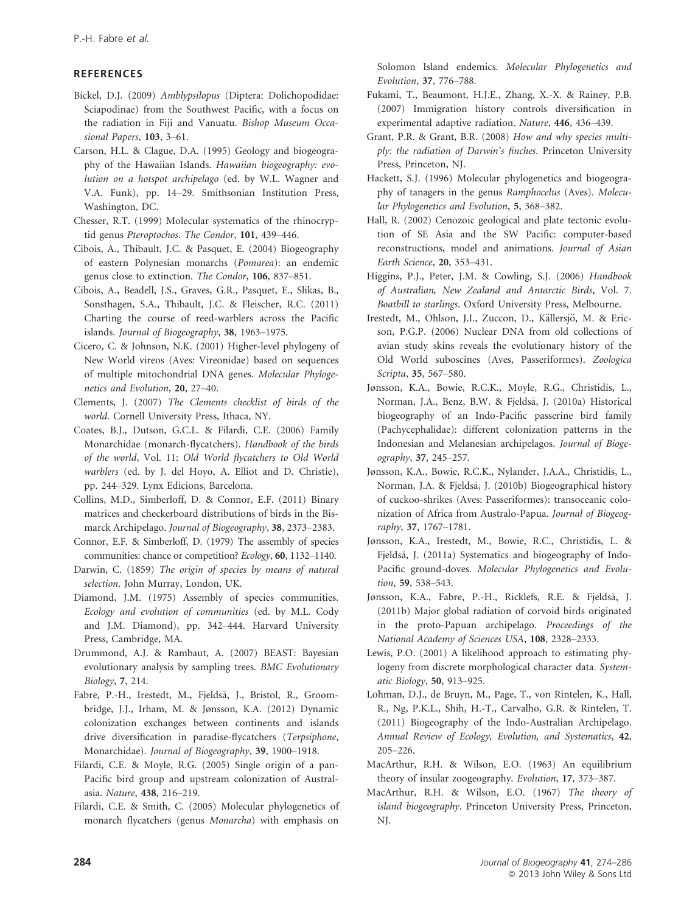## REFERENCES

Bickel, D.J. (2009) *Amblypsilopus* (Diptera: Dolichopodidae: Sciapodinae) from the Southwest Pacific, with a focus on the radiation in Fiji and Vanuatu. *Bishop Museum Occasional Papers*, **103**, 3–61.

Carson, H.L. & Clague, D.A. (1995) Geology and biogeography of the Hawaiian Islands. *Hawaiian biogeography: evolution on a hotspot archipelago* (ed. by W.L. Wagner and V.A. Funk), pp. 14–29. Smithsonian Institution Press, Washington, DC.

Chesser, R.T. (1999) Molecular systematics of the rhinocryptid genus *Pteroptochos*. *The Condor*, **101**, 439–446.

Cibois, A., Thibault, J.C. & Pasquet, E. (2004) Biogeography of eastern Polynesian monarchs (*Pomarea*): an endemic genus close to extinction. *The Condor*, **106**, 837–851.

Cibois, A., Beadell, J.S., Graves, G.R., Pasquet, E., Slikas, B., Sonsthagen, S.A., Thibault, J.C. & Fleischer, R.C. (2011) Charting the course of reed-warblers across the Pacific islands. *Journal of Biogeography*, **38**, 1963–1975.

Cicero, C. & Johnson, N.K. (2001) Higher-level phylogeny of New World vireos (Aves: Vireonidae) based on sequences of multiple mitochondrial DNA genes. *Molecular Phylogenetics and Evolution*, **20**, 27–40.

Clements, J. (2007) *The Clements checklist of birds of the world*. Cornell University Press, Ithaca, NY.

Coates, B.J., Dutson, G.C.L. & Filardi, C.E. (2006) Family Monarchidae (monarch-flycatchers). *Handbook of the birds of the world*, Vol. 11: *Old World flycatchers to Old World warblers* (ed. by J. del Hoyo, A. Elliot and D. Christie), pp. 244–329. Lynx Edicions, Barcelona.

Collins, M.D., Simberloff, D. & Connor, E.F. (2011) Binary matrices and checkerboard distributions of birds in the Bismarck Archipelago. *Journal of Biogeography*, **38**, 2373–2383.

Connor, E.F. & Simberloff, D. (1979) The assembly of species communities: chance or competition? *Ecology*, **60**, 1132–1140.

Darwin, C. (1859) *The origin of species by means of natural selection*. John Murray, London, UK.

Diamond, J.M. (1975) Assembly of species communities. *Ecology and evolution of communities* (ed. by M.L. Cody and J.M. Diamond), pp. 342–444. Harvard University Press, Cambridge, MA.

Drummond, A.J. & Rambaut, A. (2007) BEAST: Bayesian evolutionary analysis by sampling trees. *BMC Evolutionary Biology*, **7**, 214.

Fabre, P.-H., Irestedt, M., Fjeldså, J., Bristol, R., Groombridge, J.J., Irham, M. & Jønsson, K.A. (2012) Dynamic colonization exchanges between continents and islands drive diversification in paradise-flycatchers (*Terpsiphone*, Monarchidae). *Journal of Biogeography*, **39**, 1900–1918.

Filardi, C.E. & Moyle, R.G. (2005) Single origin of a pan-Pacific bird group and upstream colonization of Australasia. *Nature*, **438**, 216–219.

Filardi, C.E. & Smith, C. (2005) Molecular phylogenetics of monarch flycatchers (genus *Monarcha*) with emphasis on Solomon Island endemics. *Molecular Phylogenetics and Evolution*, **37**, 776–788.

Fukami, T., Beaumont, H.J.E., Zhang, X.-X. & Rainey, P.B. (2007) Immigration history controls diversification in experimental adaptive radiation. *Nature*, **446**, 436–439.

Grant, P.R. & Grant, B.R. (2008) *How and why species multiply: the radiation of Darwin's finches*. Princeton University Press, Princeton, NJ.

Hackett, S.J. (1996) Molecular phylogenetics and biogeography of tanagers in the genus *Ramphocelus* (Aves). *Molecular Phylogenetics and Evolution*, **5**, 368–382.

Hall, R. (2002) Cenozoic geological and plate tectonic evolution of SE Asia and the SW Pacific: computer-based reconstructions, model and animations. *Journal of Asian Earth Science*, **20**, 353–431.

Higgins, P.J., Peter, J.M. & Cowling, S.J. (2006) *Handbook of Australian, New Zealand and Antarctic Birds*, Vol. 7. *Boatbill to starlings*. Oxford University Press, Melbourne.

Irestedt, M., Ohlson, J.I., Zuccon, D., Källersjö, M. & Ericson, P.G.P. (2006) Nuclear DNA from old collections of avian study skins reveals the evolutionary history of the Old World suboscines (Aves, Passeriformes). *Zoologica Scripta*, **35**, 567–580.

Jønsson, K.A., Bowie, R.C.K., Moyle, R.G., Christidis, L., Norman, J.A., Benz, B.W. & Fjeldså, J. (2010a) Historical biogeography of an Indo-Pacific passerine bird family (Pachycephalidae): different colonization patterns in the Indonesian and Melanesian archipelagos. *Journal of Biogeography*, **37**, 245–257.

Jønsson, K.A., Bowie, R.C.K., Nylander, J.A.A., Christidis, L., Norman, J.A. & Fjeldså, J. (2010b) Biogeographical history of cuckoo-shrikes (Aves: Passeriformes): transoceanic colonization of Africa from Australo-Papua. *Journal of Biogeography*, **37**, 1767–1781.

Jønsson, K.A., Irestedt, M., Bowie, R.C., Christidis, L. & Fjeldså, J. (2011a) Systematics and biogeography of Indo-Pacific ground-doves. *Molecular Phylogenetics and Evolution*, **59**, 538–543.

Jønsson, K.A., Fabre, P.-H., Ricklefs, R.E. & Fjeldså, J. (2011b) Major global radiation of corvoid birds originated in the proto-Papuan archipelago. *Proceedings of the National Academy of Sciences USA*, **108**, 2328–2333.

Lewis, P.O. (2001) A likelihood approach to estimating phylogeny from discrete morphological character data. *Systematic Biology*, **50**, 913–925.

Lohman, D.J., de Bruyn, M., Page, T., von Rintelen, K., Hall, R., Ng, P.K.L., Shih, H.-T., Carvalho, G.R. & Rintelen, T. (2011) Biogeography of the Indo-Australian Archipelago. *Annual Review of Ecology, Evolution, and Systematics*, **42**, 205–226.

MacArthur, R.H. & Wilson, E.O. (1963) An equilibrium theory of insular zoogeography. *Evolution*, **17**, 373–387.

MacArthur, R.H. & Wilson, E.O. (1967) *The theory of island biogeography*. Princeton University Press, Princeton, NJ.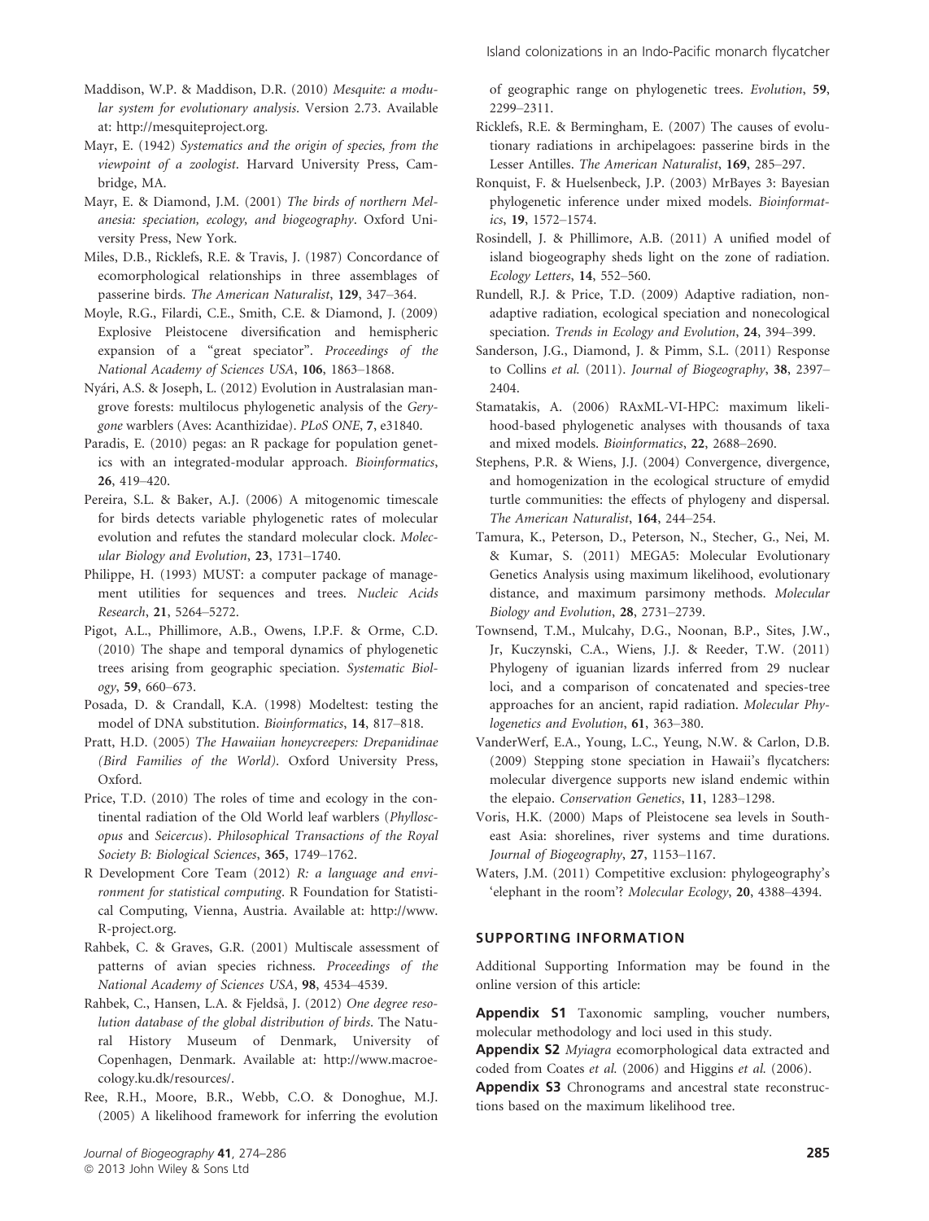Maddison, W.P. & Maddison, D.R. (2010) *Mesquite: a modular system for evolutionary analysis*. Version 2.73. Available at: http://mesquiteproject.org.

Mayr, E. (1942) *Systematics and the origin of species, from the viewpoint of a zoologist*. Harvard University Press, Cambridge, MA.

Mayr, E. & Diamond, J.M. (2001) *The birds of northern Melanesia: speciation, ecology, and biogeography*. Oxford University Press, New York.

Miles, D.B., Ricklefs, R.E. & Travis, J. (1987) Concordance of ecomorphological relationships in three assemblages of passerine birds. *The American Naturalist*, **129**, 347–364.

Moyle, R.G., Filardi, C.E., Smith, C.E. & Diamond, J. (2009) Explosive Pleistocene diversification and hemispheric expansion of a "great speciator". *Proceedings of the National Academy of Sciences USA*, **106**, 1863–1868.

Nyári, A.S. & Joseph, L. (2012) Evolution in Australasian mangrove forests: multilocus phylogenetic analysis of the *Gerygone* warblers (Aves: Acanthizidae). *PLoS ONE*, **7**, e31840.

Paradis, E. (2010) pegas: an R package for population genetics with an integrated-modular approach. *Bioinformatics*, **26**, 419–420.

Pereira, S.L. & Baker, A.J. (2006) A mitogenomic timescale for birds detects variable phylogenetic rates of molecular evolution and refutes the standard molecular clock. *Molecular Biology and Evolution*, **23**, 1731–1740.

Philippe, H. (1993) MUST: a computer package of management utilities for sequences and trees. *Nucleic Acids Research*, **21**, 5264–5272.

Pigot, A.L., Phillimore, A.B., Owens, I.P.F. & Orme, C.D. (2010) The shape and temporal dynamics of phylogenetic trees arising from geographic speciation. *Systematic Biology*, **59**, 660–673.

Posada, D. & Crandall, K.A. (1998) Modeltest: testing the model of DNA substitution. *Bioinformatics*, **14**, 817–818.

Pratt, H.D. (2005) *The Hawaiian honeycreepers: Drepanidinae (Bird Families of the World)*. Oxford University Press, Oxford.

Price, T.D. (2010) The roles of time and ecology in the continental radiation of the Old World leaf warblers (*Phylloscopus* and *Seicercus*). *Philosophical Transactions of the Royal Society B: Biological Sciences*, **365**, 1749–1762.

R Development Core Team (2012) *R: a language and environment for statistical computing*. R Foundation for Statistical Computing, Vienna, Austria. Available at: http://www.R-project.org.

Rahbek, C. & Graves, G.R. (2001) Multiscale assessment of patterns of avian species richness. *Proceedings of the National Academy of Sciences USA*, **98**, 4534–4539.

Rahbek, C., Hansen, L.A. & Fjeldså, J. (2012) *One degree resolution database of the global distribution of birds*. The Natural History Museum of Denmark, University of Copenhagen, Denmark. Available at: http://www.macroecology.ku.dk/resources/.

Ree, R.H., Moore, B.R., Webb, C.O. & Donoghue, M.J. (2005) A likelihood framework for inferring the evolution of geographic range on phylogenetic trees. *Evolution*, **59**, 2299–2311.

Ricklefs, R.E. & Bermingham, E. (2007) The causes of evolutionary radiations in archipelagoes: passerine birds in the Lesser Antilles. *The American Naturalist*, **169**, 285–297.

Ronquist, F. & Huelsenbeck, J.P. (2003) MrBayes 3: Bayesian phylogenetic inference under mixed models. *Bioinformatics*, **19**, 1572–1574.

Rosindell, J. & Phillimore, A.B. (2011) A unified model of island biogeography sheds light on the zone of radiation. *Ecology Letters*, **14**, 552–560.

Rundell, R.J. & Price, T.D. (2009) Adaptive radiation, nonadaptive radiation, ecological speciation and nonecological speciation. *Trends in Ecology and Evolution*, **24**, 394–399.

Sanderson, J.G., Diamond, J. & Pimm, S.L. (2011) Response to Collins *et al.* (2011). *Journal of Biogeography*, **38**, 2397–2404.

Stamatakis, A. (2006) RAxML-VI-HPC: maximum likelihood-based phylogenetic analyses with thousands of taxa and mixed models. *Bioinformatics*, **22**, 2688–2690.

Stephens, P.R. & Wiens, J.J. (2004) Convergence, divergence, and homogenization in the ecological structure of emydid turtle communities: the effects of phylogeny and dispersal. *The American Naturalist*, **164**, 244–254.

Tamura, K., Peterson, D., Peterson, N., Stecher, G., Nei, M. & Kumar, S. (2011) MEGA5: Molecular Evolutionary Genetics Analysis using maximum likelihood, evolutionary distance, and maximum parsimony methods. *Molecular Biology and Evolution*, **28**, 2731–2739.

Townsend, T.M., Mulcahy, D.G., Noonan, B.P., Sites, J.W., Jr, Kuczynski, C.A., Wiens, J.J. & Reeder, T.W. (2011) Phylogeny of iguanian lizards inferred from 29 nuclear loci, and a comparison of concatenated and species-tree approaches for an ancient, rapid radiation. *Molecular Phylogenetics and Evolution*, **61**, 363–380.

VanderWerf, E.A., Young, L.C., Yeung, N.W. & Carlon, D.B. (2009) Stepping stone speciation in Hawaii's flycatchers: molecular divergence supports new island endemic within the elepaio. *Conservation Genetics*, **11**, 1283–1298.

Voris, H.K. (2000) Maps of Pleistocene sea levels in Southeast Asia: shorelines, river systems and time durations. *Journal of Biogeography*, **27**, 1153–1167.

Waters, J.M. (2011) Competitive exclusion: phylogeography's 'elephant in the room'? *Molecular Ecology*, **20**, 4388–4394.

## SUPPORTING INFORMATION

Additional Supporting Information may be found in the online version of this article:

**Appendix S1** Taxonomic sampling, voucher numbers, molecular methodology and loci used in this study.

**Appendix S2** *Myiagra* ecomorphological data extracted and coded from Coates *et al.* (2006) and Higgins *et al.* (2006).

**Appendix S3** Chronograms and ancestral state reconstructions based on the maximum likelihood tree.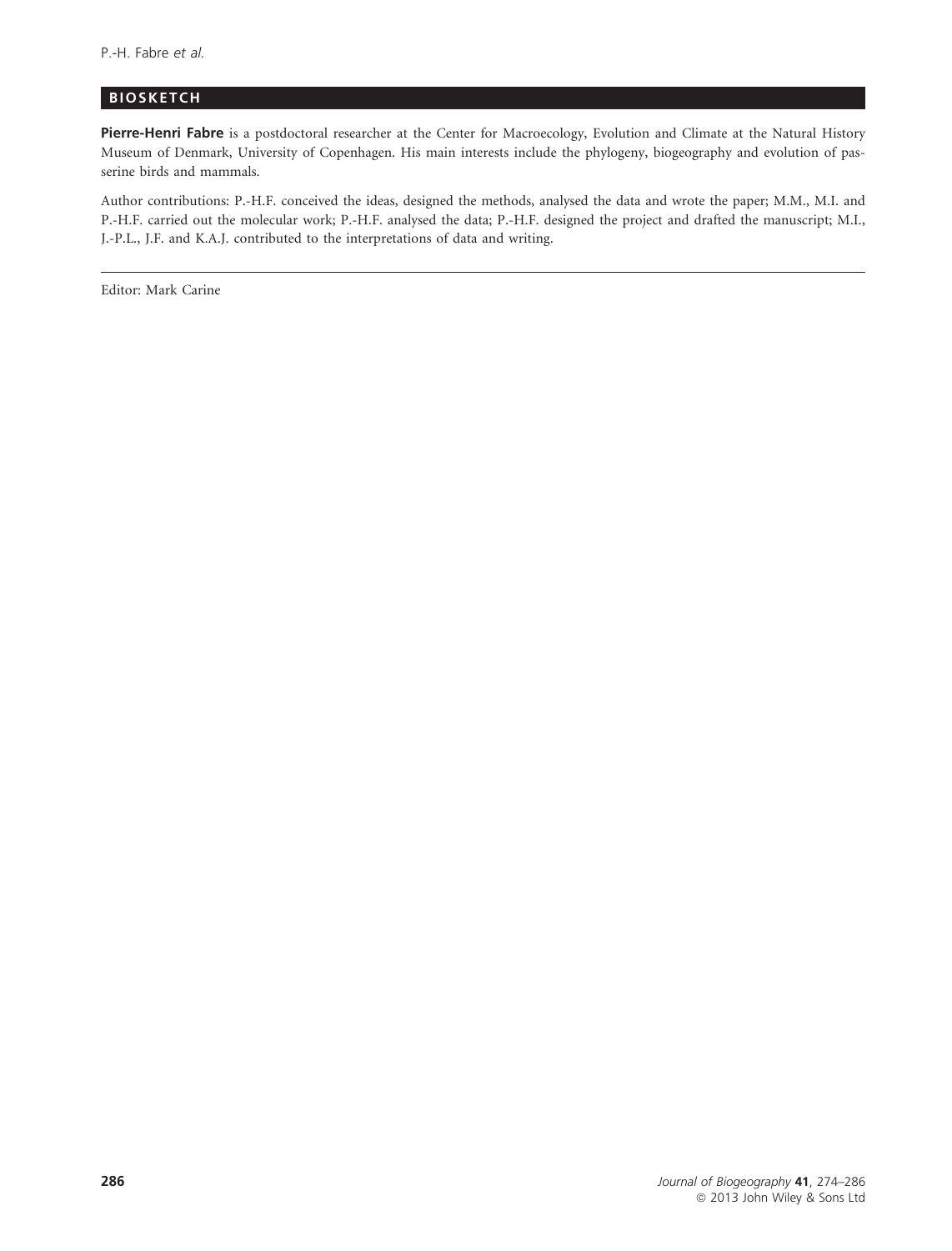## BIOSKETCH

**Pierre-Henri Fabre** is a postdoctoral researcher at the Center for Macroecology, Evolution and Climate at the Natural History Museum of Denmark, University of Copenhagen. His main interests include the phylogeny, biogeography and evolution of passerine birds and mammals.

Author contributions: P.-H.F. conceived the ideas, designed the methods, analysed the data and wrote the paper; M.M., M.I. and P.-H.F. carried out the molecular work; P.-H.F. analysed the data; P.-H.F. designed the project and drafted the manuscript; M.I., J.-P.L., J.F. and K.A.J. contributed to the interpretations of data and writing.

Editor: Mark Carine